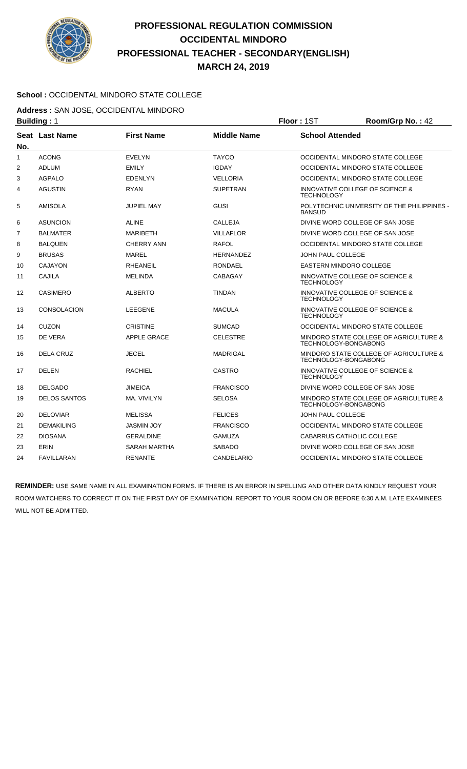# PROFESSIONAL REGULATION COMMISSION
# OCCIDENTAL MINDORO
# PROFESSIONAL TEACHER - SECONDARY(ENGLISH)
# MARCH 24, 2019

**School :** OCCIDENTAL MINDORO STATE COLLEGE

**Address :** SAN JOSE, OCCIDENTAL MINDORO

**Building :** 1 **Floor :** 1ST **Room/Grp No. :** 42

| Seat No. | Last Name | First Name | Middle Name | School Attended |
|---|---|---|---|---|
| 1 | ACONG | EVELYN | TAYCO | OCCIDENTAL MINDORO STATE COLLEGE |
| 2 | ADLUM | EMILY | IGDAY | OCCIDENTAL MINDORO STATE COLLEGE |
| 3 | AGPALO | EDENLYN | VELLORIA | OCCIDENTAL MINDORO STATE COLLEGE |
| 4 | AGUSTIN | RYAN | SUPETRAN | INNOVATIVE COLLEGE OF SCIENCE & TECHNOLOGY |
| 5 | AMISOLA | JUPIEL MAY | GUSI | POLYTECHNIC UNIVERSITY OF THE PHILIPPINES - BANSUD |
| 6 | ASUNCION | ALINE | CALLEJA | DIVINE WORD COLLEGE OF SAN JOSE |
| 7 | BALMATER | MARIBETH | VILLAFLOR | DIVINE WORD COLLEGE OF SAN JOSE |
| 8 | BALQUEN | CHERRY ANN | RAFOL | OCCIDENTAL MINDORO STATE COLLEGE |
| 9 | BRUSAS | MAREL | HERNANDEZ | JOHN PAUL COLLEGE |
| 10 | CAJAYON | RHEANEIL | RONDAEL | EASTERN MINDORO COLLEGE |
| 11 | CAJILA | MELINDA | CABAGAY | INNOVATIVE COLLEGE OF SCIENCE & TECHNOLOGY |
| 12 | CASIMERO | ALBERTO | TINDAN | INNOVATIVE COLLEGE OF SCIENCE & TECHNOLOGY |
| 13 | CONSOLACION | LEEGENE | MACULA | INNOVATIVE COLLEGE OF SCIENCE & TECHNOLOGY |
| 14 | CUZON | CRISTINE | SUMCAD | OCCIDENTAL MINDORO STATE COLLEGE |
| 15 | DE VERA | APPLE GRACE | CELESTRE | MINDORO STATE COLLEGE OF AGRICULTURE & TECHNOLOGY-BONGABONG |
| 16 | DELA CRUZ | JECEL | MADRIGAL | MINDORO STATE COLLEGE OF AGRICULTURE & TECHNOLOGY-BONGABONG |
| 17 | DELEN | RACHIEL | CASTRO | INNOVATIVE COLLEGE OF SCIENCE & TECHNOLOGY |
| 18 | DELGADO | JIMEICA | FRANCISCO | DIVINE WORD COLLEGE OF SAN JOSE |
| 19 | DELOS SANTOS | MA. VIVILYN | SELOSA | MINDORO STATE COLLEGE OF AGRICULTURE & TECHNOLOGY-BONGABONG |
| 20 | DELOVIAR | MELISSA | FELICES | JOHN PAUL COLLEGE |
| 21 | DEMAKILING | JASMIN JOY | FRANCISCO | OCCIDENTAL MINDORO STATE COLLEGE |
| 22 | DIOSANA | GERALDINE | GAMUZA | CABARRUS CATHOLIC COLLEGE |
| 23 | ERIN | SARAH MARTHA | SABADO | DIVINE WORD COLLEGE OF SAN JOSE |
| 24 | FAVILLARAN | RENANTE | CANDELARIO | OCCIDENTAL MINDORO STATE COLLEGE |

**REMINDER:** USE SAME NAME IN ALL EXAMINATION FORMS. IF THERE IS AN ERROR IN SPELLING AND OTHER DATA KINDLY REQUEST YOUR ROOM WATCHERS TO CORRECT IT ON THE FIRST DAY OF EXAMINATION. REPORT TO YOUR ROOM ON OR BEFORE 6:30 A.M. LATE EXAMINEES WILL NOT BE ADMITTED.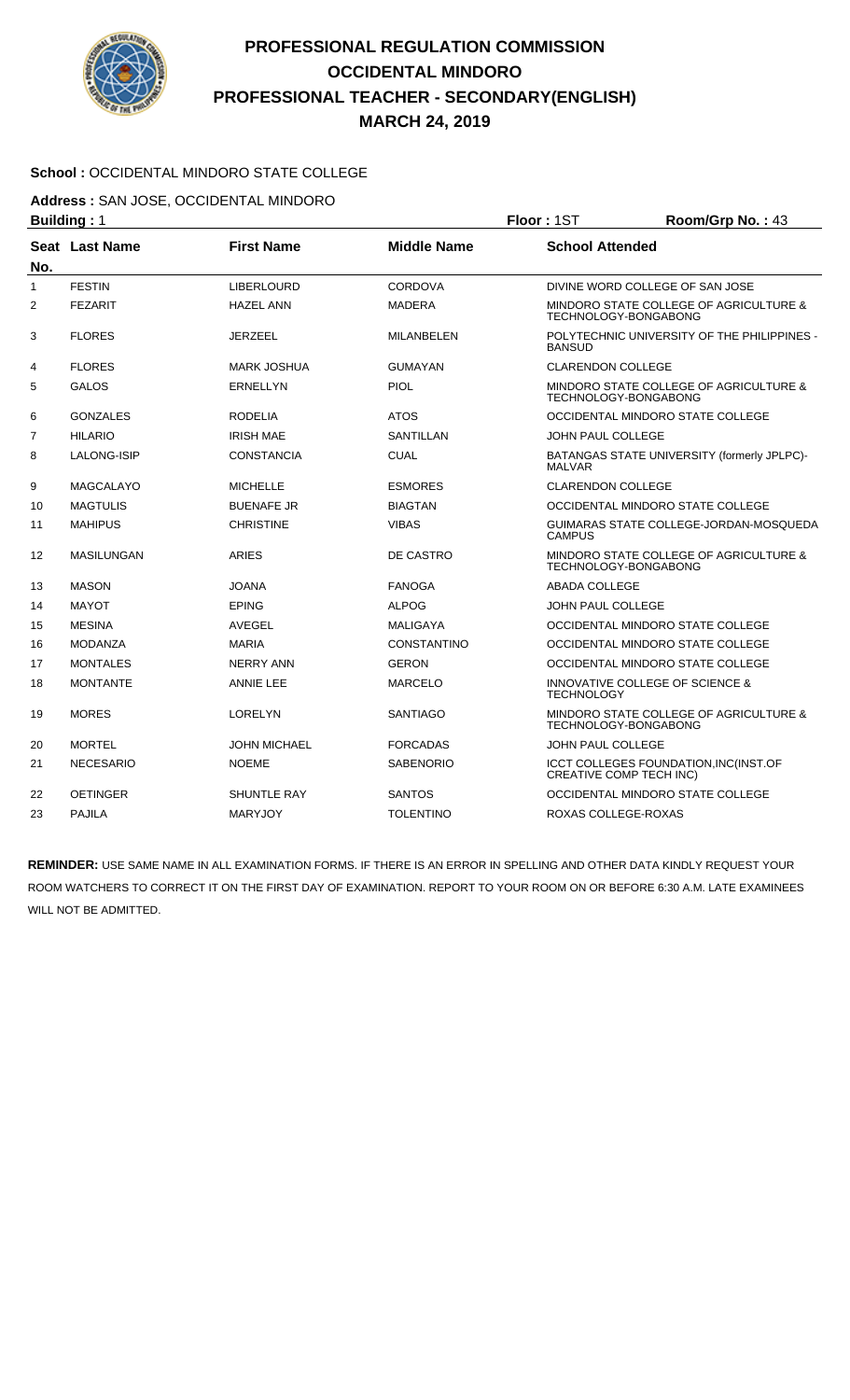# PROFESSIONAL REGULATION COMMISSION
# OCCIDENTAL MINDORO
# PROFESSIONAL TEACHER - SECONDARY(ENGLISH)
# MARCH 24, 2019

**School :** OCCIDENTAL MINDORO STATE COLLEGE

**Address :** SAN JOSE, OCCIDENTAL MINDORO

**Building :** 1 **Floor :** 1ST **Room/Grp No. :** 43

| Seat No. | Last Name | First Name | Middle Name | School Attended |
|---|---|---|---|---|
| 1 | FESTIN | LIBERLOURD | CORDOVA | DIVINE WORD COLLEGE OF SAN JOSE |
| 2 | FEZARIT | HAZEL ANN | MADERA | MINDORO STATE COLLEGE OF AGRICULTURE & TECHNOLOGY-BONGABONG |
| 3 | FLORES | JERZEEL | MILANBELEN | POLYTECHNIC UNIVERSITY OF THE PHILIPPINES - BANSUD |
| 4 | FLORES | MARK JOSHUA | GUMAYAN | CLARENDON COLLEGE |
| 5 | GALOS | ERNELLYN | PIOL | MINDORO STATE COLLEGE OF AGRICULTURE & TECHNOLOGY-BONGABONG |
| 6 | GONZALES | RODELIA | ATOS | OCCIDENTAL MINDORO STATE COLLEGE |
| 7 | HILARIO | IRISH MAE | SANTILLAN | JOHN PAUL COLLEGE |
| 8 | LALONG-ISIP | CONSTANCIA | CUAL | BATANGAS STATE UNIVERSITY (formerly JPLPC)-MALVAR |
| 9 | MAGCALAYO | MICHELLE | ESMORES | CLARENDON COLLEGE |
| 10 | MAGTULIS | BUENAFE JR | BIAGTAN | OCCIDENTAL MINDORO STATE COLLEGE |
| 11 | MAHIPUS | CHRISTINE | VIBAS | GUIMARAS STATE COLLEGE-JORDAN-MOSQUEDA CAMPUS |
| 12 | MASILUNGAN | ARIES | DE CASTRO | MINDORO STATE COLLEGE OF AGRICULTURE & TECHNOLOGY-BONGABONG |
| 13 | MASON | JOANA | FANOGA | ABADA COLLEGE |
| 14 | MAYOT | EPING | ALPOG | JOHN PAUL COLLEGE |
| 15 | MESINA | AVEGEL | MALIGAYA | OCCIDENTAL MINDORO STATE COLLEGE |
| 16 | MODANZA | MARIA | CONSTANTINO | OCCIDENTAL MINDORO STATE COLLEGE |
| 17 | MONTALES | NERRY ANN | GERON | OCCIDENTAL MINDORO STATE COLLEGE |
| 18 | MONTANTE | ANNIE LEE | MARCELO | INNOVATIVE COLLEGE OF SCIENCE & TECHNOLOGY |
| 19 | MORES | LORELYN | SANTIAGO | MINDORO STATE COLLEGE OF AGRICULTURE & TECHNOLOGY-BONGABONG |
| 20 | MORTEL | JOHN MICHAEL | FORCADAS | JOHN PAUL COLLEGE |
| 21 | NECESARIO | NOEME | SABENORIO | ICCT COLLEGES FOUNDATION,INC(INST.OF CREATIVE COMP TECH INC) |
| 22 | OETINGER | SHUNTLE RAY | SANTOS | OCCIDENTAL MINDORO STATE COLLEGE |
| 23 | PAJILA | MARYJOY | TOLENTINO | ROXAS COLLEGE-ROXAS |

**REMINDER:** USE SAME NAME IN ALL EXAMINATION FORMS. IF THERE IS AN ERROR IN SPELLING AND OTHER DATA KINDLY REQUEST YOUR ROOM WATCHERS TO CORRECT IT ON THE FIRST DAY OF EXAMINATION. REPORT TO YOUR ROOM ON OR BEFORE 6:30 A.M. LATE EXAMINEES WILL NOT BE ADMITTED.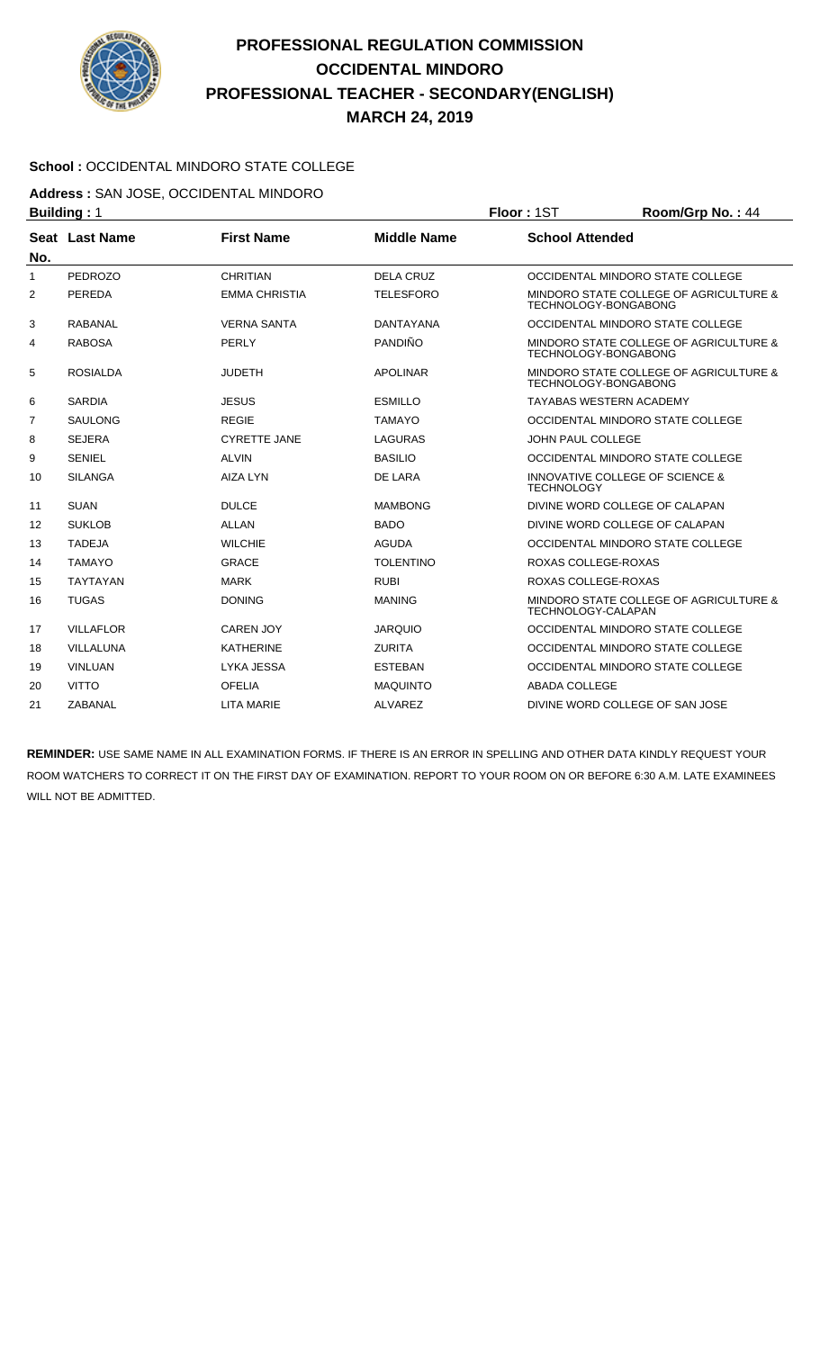# PROFESSIONAL REGULATION COMMISSION
# OCCIDENTAL MINDORO
# PROFESSIONAL TEACHER - SECONDARY(ENGLISH)
# MARCH 24, 2019

**School :** OCCIDENTAL MINDORO STATE COLLEGE

**Address :** SAN JOSE, OCCIDENTAL MINDORO

**Building :** 1 **Floor :** 1ST **Room/Grp No. :** 44

| Seat No. | Last Name | First Name | Middle Name | School Attended |
|---|---|---|---|---|
| 1 | PEDROZO | CHRITIAN | DELA CRUZ | OCCIDENTAL MINDORO STATE COLLEGE |
| 2 | PEREDA | EMMA CHRISTIA | TELESFORO | MINDORO STATE COLLEGE OF AGRICULTURE & TECHNOLOGY-BONGABONG |
| 3 | RABANAL | VERNA SANTA | DANTAYANA | OCCIDENTAL MINDORO STATE COLLEGE |
| 4 | RABOSA | PERLY | PANDIÑO | MINDORO STATE COLLEGE OF AGRICULTURE & TECHNOLOGY-BONGABONG |
| 5 | ROSIALDA | JUDETH | APOLINAR | MINDORO STATE COLLEGE OF AGRICULTURE & TECHNOLOGY-BONGABONG |
| 6 | SARDIA | JESUS | ESMILLO | TAYABAS WESTERN ACADEMY |
| 7 | SAULONG | REGIE | TAMAYO | OCCIDENTAL MINDORO STATE COLLEGE |
| 8 | SEJERA | CYRETTE JANE | LAGURAS | JOHN PAUL COLLEGE |
| 9 | SENIEL | ALVIN | BASILIO | OCCIDENTAL MINDORO STATE COLLEGE |
| 10 | SILANGA | AIZA LYN | DE LARA | INNOVATIVE COLLEGE OF SCIENCE & TECHNOLOGY |
| 11 | SUAN | DULCE | MAMBONG | DIVINE WORD COLLEGE OF CALAPAN |
| 12 | SUKLOB | ALLAN | BADO | DIVINE WORD COLLEGE OF CALAPAN |
| 13 | TADEJA | WILCHIE | AGUDA | OCCIDENTAL MINDORO STATE COLLEGE |
| 14 | TAMAYO | GRACE | TOLENTINO | ROXAS COLLEGE-ROXAS |
| 15 | TAYTAYAN | MARK | RUBI | ROXAS COLLEGE-ROXAS |
| 16 | TUGAS | DONING | MANING | MINDORO STATE COLLEGE OF AGRICULTURE & TECHNOLOGY-CALAPAN |
| 17 | VILLAFLOR | CAREN JOY | JARQUIO | OCCIDENTAL MINDORO STATE COLLEGE |
| 18 | VILLALUNA | KATHERINE | ZURITA | OCCIDENTAL MINDORO STATE COLLEGE |
| 19 | VINLUAN | LYKA JESSA | ESTEBAN | OCCIDENTAL MINDORO STATE COLLEGE |
| 20 | VITTO | OFELIA | MAQUINTO | ABADA COLLEGE |
| 21 | ZABANAL | LITA MARIE | ALVAREZ | DIVINE WORD COLLEGE OF SAN JOSE |

**REMINDER:** USE SAME NAME IN ALL EXAMINATION FORMS. IF THERE IS AN ERROR IN SPELLING AND OTHER DATA KINDLY REQUEST YOUR ROOM WATCHERS TO CORRECT IT ON THE FIRST DAY OF EXAMINATION. REPORT TO YOUR ROOM ON OR BEFORE 6:30 A.M. LATE EXAMINEES WILL NOT BE ADMITTED.